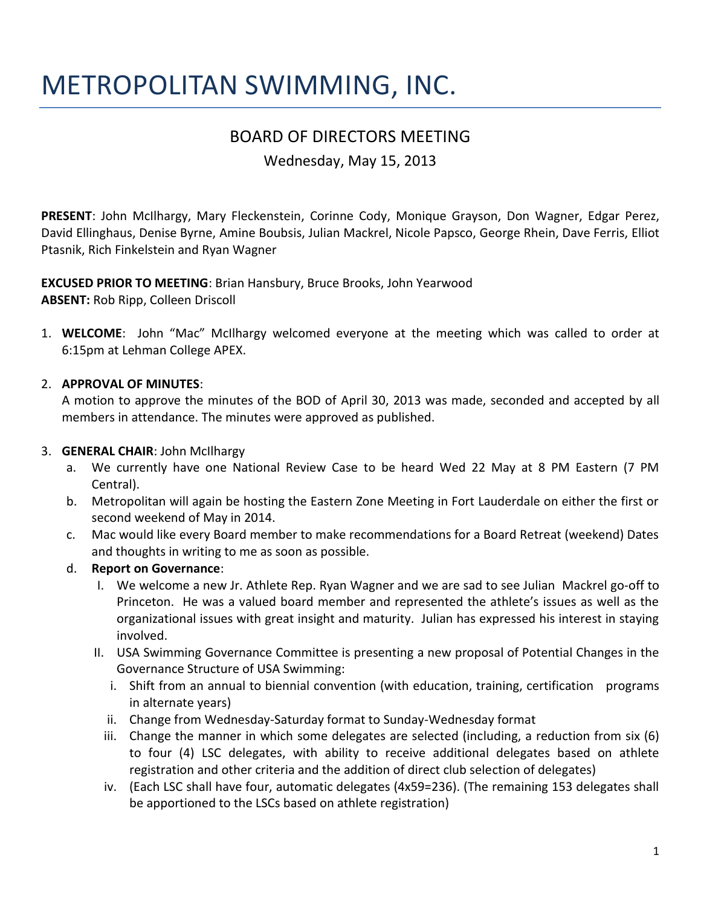# METROPOLITAN SWIMMING, INC.

## BOARD OF DIRECTORS MEETING

Wednesday, May 15, 2013

**PRESENT**: John McIlhargy, Mary Fleckenstein, Corinne Cody, Monique Grayson, Don Wagner, Edgar Perez, David Ellinghaus, Denise Byrne, Amine Boubsis, Julian Mackrel, Nicole Papsco, George Rhein, Dave Ferris, Elliot Ptasnik, Rich Finkelstein and Ryan Wagner

**EXCUSED PRIOR TO MEETING**: Brian Hansbury, Bruce Brooks, John Yearwood
**ABSENT:** Rob Ripp, Colleen Driscoll

1. **WELCOME**: John "Mac" McIlhargy welcomed everyone at the meeting which was called to order at 6:15pm at Lehman College APEX.

2. **APPROVAL OF MINUTES**:
   A motion to approve the minutes of the BOD of April 30, 2013 was made, seconded and accepted by all members in attendance. The minutes were approved as published.

3. **GENERAL CHAIR**: John McIlhargy
   a. We currently have one National Review Case to be heard Wed 22 May at 8 PM Eastern (7 PM Central).
   b. Metropolitan will again be hosting the Eastern Zone Meeting in Fort Lauderdale on either the first or second weekend of May in 2014.
   c. Mac would like every Board member to make recommendations for a Board Retreat (weekend) Dates and thoughts in writing to me as soon as possible.
   d. **Report on Governance**:
      I. We welcome a new Jr. Athlete Rep. Ryan Wagner and we are sad to see Julian Mackrel go-off to Princeton. He was a valued board member and represented the athlete's issues as well as the organizational issues with great insight and maturity. Julian has expressed his interest in staying involved.
      II. USA Swimming Governance Committee is presenting a new proposal of Potential Changes in the Governance Structure of USA Swimming:
         i. Shift from an annual to biennial convention (with education, training, certification programs in alternate years)
         ii. Change from Wednesday-Saturday format to Sunday-Wednesday format
         iii. Change the manner in which some delegates are selected (including, a reduction from six (6) to four (4) LSC delegates, with ability to receive additional delegates based on athlete registration and other criteria and the addition of direct club selection of delegates)
         iv. (Each LSC shall have four, automatic delegates (4x59=236). (The remaining 153 delegates shall be apportioned to the LSCs based on athlete registration)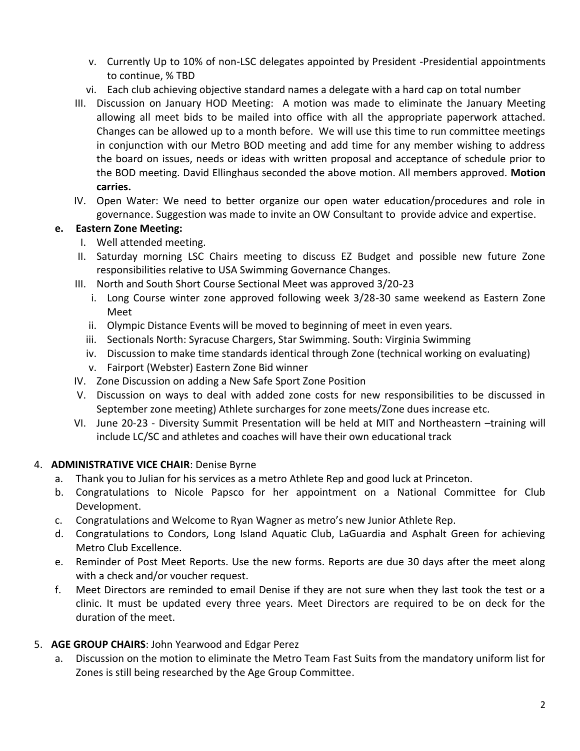- v. Currently Up to 10% of non-LSC delegates appointed by President -Presidential appointments to continue, % TBD
   - vi. Each club achieving objective standard names a delegate with a hard cap on total number
- III. Discussion on January HOD Meeting: A motion was made to eliminate the January Meeting allowing all meet bids to be mailed into office with all the appropriate paperwork attached. Changes can be allowed up to a month before. We will use this time to run committee meetings in conjunction with our Metro BOD meeting and add time for any member wishing to address the board on issues, needs or ideas with written proposal and acceptance of schedule prior to the BOD meeting. David Ellinghaus seconded the above motion. All members approved. **Motion carries.**
- IV. Open Water: We need to better organize our open water education/procedures and role in governance. Suggestion was made to invite an OW Consultant to provide advice and expertise.

**e. Eastern Zone Meeting:**

- I. Well attended meeting.
- II. Saturday morning LSC Chairs meeting to discuss EZ Budget and possible new future Zone responsibilities relative to USA Swimming Governance Changes.
- III. North and South Short Course Sectional Meet was approved 3/20-23
   - i. Long Course winter zone approved following week 3/28-30 same weekend as Eastern Zone Meet
   - ii. Olympic Distance Events will be moved to beginning of meet in even years.
   - iii. Sectionals North: Syracuse Chargers, Star Swimming. South: Virginia Swimming
   - iv. Discussion to make time standards identical through Zone (technical working on evaluating)
   - v. Fairport (Webster) Eastern Zone Bid winner
- IV. Zone Discussion on adding a New Safe Sport Zone Position
- V. Discussion on ways to deal with added zone costs for new responsibilities to be discussed in September zone meeting) Athlete surcharges for zone meets/Zone dues increase etc.
- VI. June 20-23 - Diversity Summit Presentation will be held at MIT and Northeastern –training will include LC/SC and athletes and coaches will have their own educational track

4. **ADMINISTRATIVE VICE CHAIR**: Denise Byrne
   - a. Thank you to Julian for his services as a metro Athlete Rep and good luck at Princeton.
   - b. Congratulations to Nicole Papsco for her appointment on a National Committee for Club Development.
   - c. Congratulations and Welcome to Ryan Wagner as metro's new Junior Athlete Rep.
   - d. Congratulations to Condors, Long Island Aquatic Club, LaGuardia and Asphalt Green for achieving Metro Club Excellence.
   - e. Reminder of Post Meet Reports. Use the new forms. Reports are due 30 days after the meet along with a check and/or voucher request.
   - f. Meet Directors are reminded to email Denise if they are not sure when they last took the test or a clinic. It must be updated every three years. Meet Directors are required to be on deck for the duration of the meet.

5. **AGE GROUP CHAIRS**: John Yearwood and Edgar Perez
   - a. Discussion on the motion to eliminate the Metro Team Fast Suits from the mandatory uniform list for Zones is still being researched by the Age Group Committee.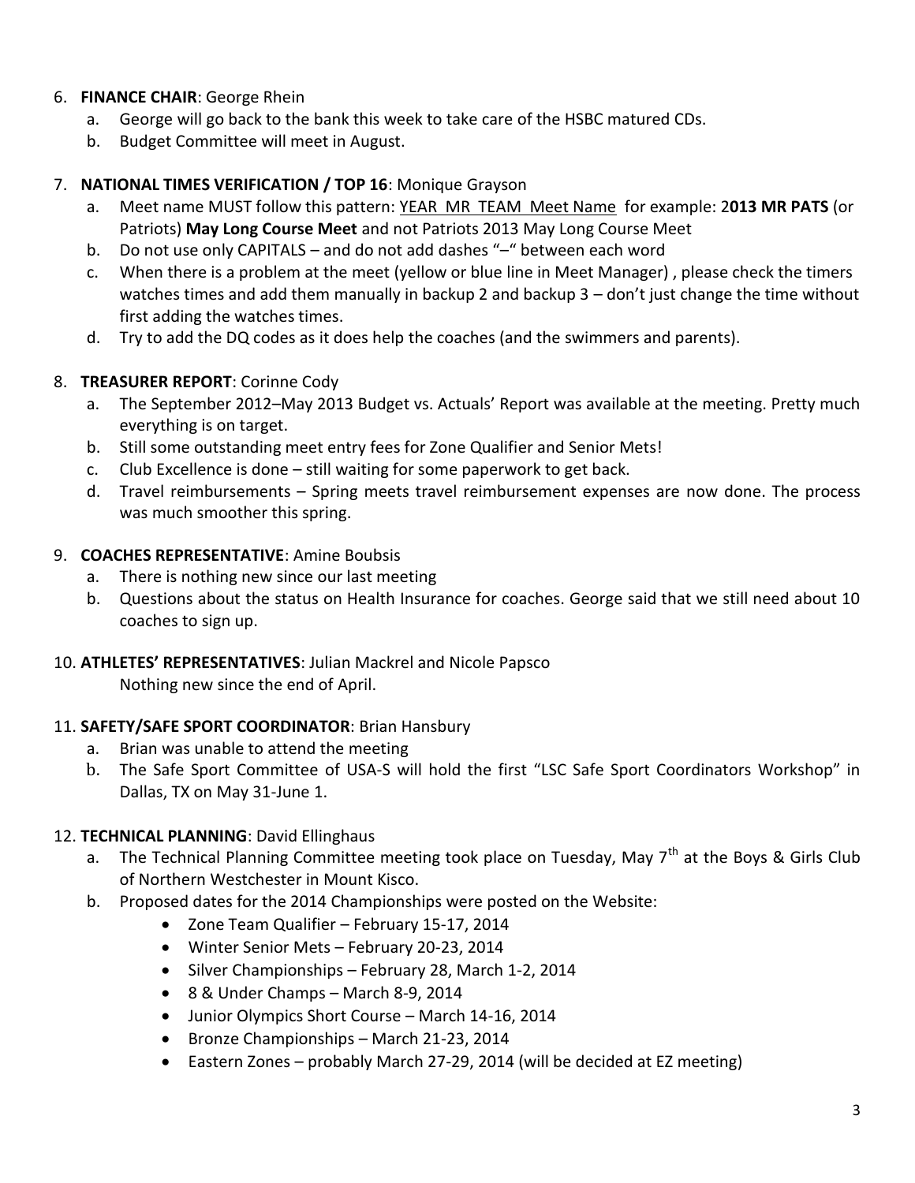6. **FINANCE CHAIR**: George Rhein
   a. George will go back to the bank this week to take care of the HSBC matured CDs.
   b. Budget Committee will meet in August.

7. **NATIONAL TIMES VERIFICATION / TOP 16**: Monique Grayson
   a. Meet name MUST follow this pattern: <u>YEAR MR TEAM Meet Name</u> for example: 2**013 MR PATS** (or Patriots) **May Long Course Meet** and not Patriots 2013 May Long Course Meet
   b. Do not use only CAPITALS – and do not add dashes "–" between each word
   c. When there is a problem at the meet (yellow or blue line in Meet Manager) , please check the timers watches times and add them manually in backup 2 and backup 3 – don't just change the time without first adding the watches times.
   d. Try to add the DQ codes as it does help the coaches (and the swimmers and parents).

8. **TREASURER REPORT**: Corinne Cody
   a. The September 2012–May 2013 Budget vs. Actuals' Report was available at the meeting. Pretty much everything is on target.
   b. Still some outstanding meet entry fees for Zone Qualifier and Senior Mets!
   c. Club Excellence is done – still waiting for some paperwork to get back.
   d. Travel reimbursements – Spring meets travel reimbursement expenses are now done. The process was much smoother this spring.

9. **COACHES REPRESENTATIVE**: Amine Boubsis
   a. There is nothing new since our last meeting
   b. Questions about the status on Health Insurance for coaches. George said that we still need about 10 coaches to sign up.

10. **ATHLETES' REPRESENTATIVES**: Julian Mackrel and Nicole Papsco
    Nothing new since the end of April.

11. **SAFETY/SAFE SPORT COORDINATOR**: Brian Hansbury
    a. Brian was unable to attend the meeting
    b. The Safe Sport Committee of USA-S will hold the first "LSC Safe Sport Coordinators Workshop" in Dallas, TX on May 31-June 1.

12. **TECHNICAL PLANNING**: David Ellinghaus
    a. The Technical Planning Committee meeting took place on Tuesday, May 7th at the Boys & Girls Club of Northern Westchester in Mount Kisco.
    b. Proposed dates for the 2014 Championships were posted on the Website:
       - Zone Team Qualifier – February 15-17, 2014
       - Winter Senior Mets – February 20-23, 2014
       - Silver Championships – February 28, March 1-2, 2014
       - 8 & Under Champs – March 8-9, 2014
       - Junior Olympics Short Course – March 14-16, 2014
       - Bronze Championships – March 21-23, 2014
       - Eastern Zones – probably March 27-29, 2014 (will be decided at EZ meeting)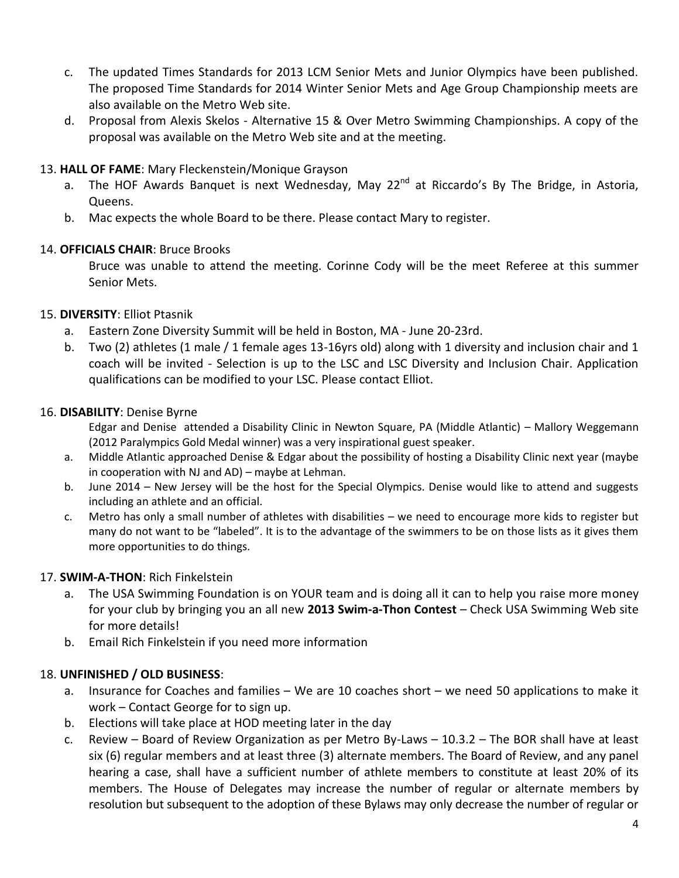c. The updated Times Standards for 2013 LCM Senior Mets and Junior Olympics have been published. The proposed Time Standards for 2014 Winter Senior Mets and Age Group Championship meets are also available on the Metro Web site.
d. Proposal from Alexis Skelos - Alternative 15 & Over Metro Swimming Championships. A copy of the proposal was available on the Metro Web site and at the meeting.

13. **HALL OF FAME**: Mary Fleckenstein/Monique Grayson
    a. The HOF Awards Banquet is next Wednesday, May 22nd at Riccardo's By The Bridge, in Astoria, Queens.
    b. Mac expects the whole Board to be there. Please contact Mary to register.

14. **OFFICIALS CHAIR**: Bruce Brooks

    Bruce was unable to attend the meeting. Corinne Cody will be the meet Referee at this summer Senior Mets.

15. **DIVERSITY**: Elliot Ptasnik
    a. Eastern Zone Diversity Summit will be held in Boston, MA - June 20-23rd.
    b. Two (2) athletes (1 male / 1 female ages 13-16yrs old) along with 1 diversity and inclusion chair and 1 coach will be invited - Selection is up to the LSC and LSC Diversity and Inclusion Chair. Application qualifications can be modified to your LSC. Please contact Elliot.

16. **DISABILITY**: Denise Byrne

    Edgar and Denise attended a Disability Clinic in Newton Square, PA (Middle Atlantic) – Mallory Weggemann (2012 Paralympics Gold Medal winner) was a very inspirational guest speaker.
    a. Middle Atlantic approached Denise & Edgar about the possibility of hosting a Disability Clinic next year (maybe in cooperation with NJ and AD) – maybe at Lehman.
    b. June 2014 – New Jersey will be the host for the Special Olympics. Denise would like to attend and suggests including an athlete and an official.
    c. Metro has only a small number of athletes with disabilities – we need to encourage more kids to register but many do not want to be "labeled". It is to the advantage of the swimmers to be on those lists as it gives them more opportunities to do things.

17. **SWIM-A-THON**: Rich Finkelstein
    a. The USA Swimming Foundation is on YOUR team and is doing all it can to help you raise more money for your club by bringing you an all new **2013 Swim-a-Thon Contest** – Check USA Swimming Web site for more details!
    b. Email Rich Finkelstein if you need more information

18. **UNFINISHED / OLD BUSINESS**:
    a. Insurance for Coaches and families – We are 10 coaches short – we need 50 applications to make it work – Contact George for to sign up.
    b. Elections will take place at HOD meeting later in the day
    c. Review – Board of Review Organization as per Metro By-Laws – 10.3.2 – The BOR shall have at least six (6) regular members and at least three (3) alternate members. The Board of Review, and any panel hearing a case, shall have a sufficient number of athlete members to constitute at least 20% of its members. The House of Delegates may increase the number of regular or alternate members by resolution but subsequent to the adoption of these Bylaws may only decrease the number of regular or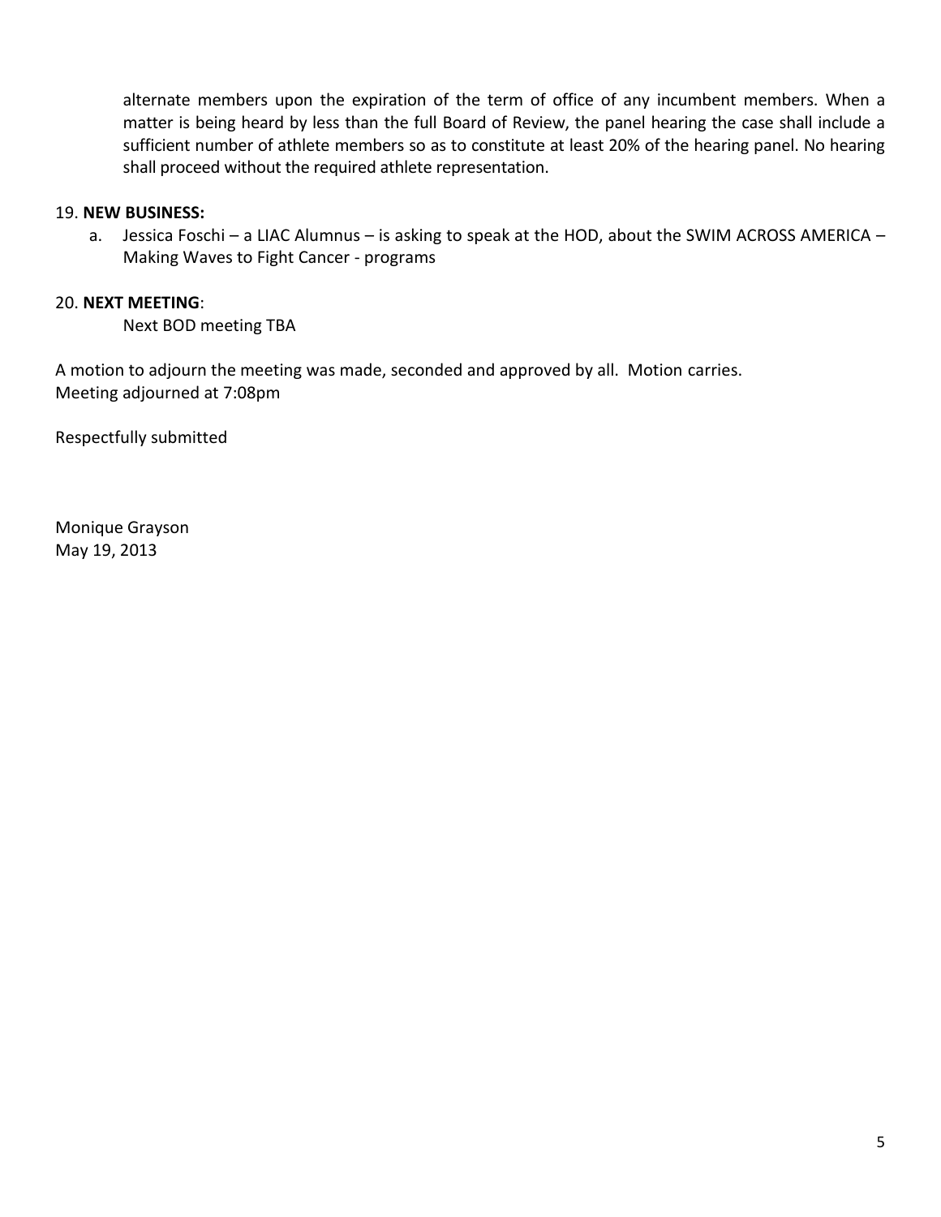alternate members upon the expiration of the term of office of any incumbent members. When a matter is being heard by less than the full Board of Review, the panel hearing the case shall include a sufficient number of athlete members so as to constitute at least 20% of the hearing panel. No hearing shall proceed without the required athlete representation.

19. **NEW BUSINESS:**

 a. Jessica Foschi – a LIAC Alumnus – is asking to speak at the HOD, about the SWIM ACROSS AMERICA – Making Waves to Fight Cancer - programs

20. **NEXT MEETING**:

 Next BOD meeting TBA

A motion to adjourn the meeting was made, seconded and approved by all. Motion carries.
Meeting adjourned at 7:08pm

Respectfully submitted

Monique Grayson
May 19, 2013